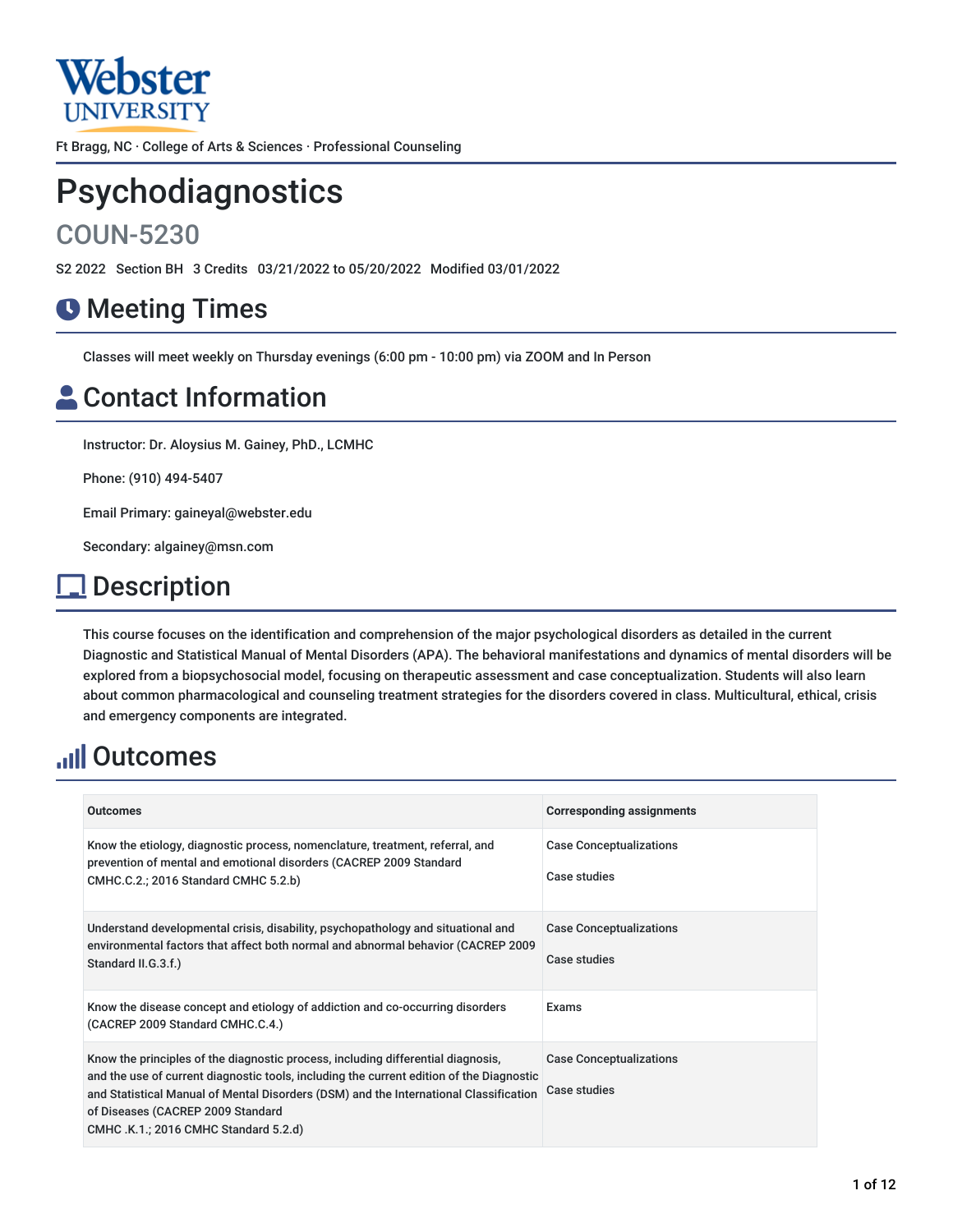Webster UNIVERSITY

Ft Bragg, NC · College of Arts & Sciences · Professional Counseling

# Psychodiagnostics

## COUN-5230

S2 2022 Section BH 3 Credits 03/21/2022 to 05/20/2022 Modified 03/01/2022

## Meeting Times

Classes will meet weekly on Thursday evenings (6:00 pm - 10:00 pm) via ZOOM and In Person

## Contact Information

Instructor: Dr. Aloysius M. Gainey, PhD., LCMHC

Phone: (910) 494-5407

Email Primary: gaineyal@webster.edu

Secondary: algainey@msn.com

## Description

This course focuses on the identification and comprehension of the major psychological disorders as detailed in the current Diagnostic and Statistical Manual of Mental Disorders (APA). The behavioral manifestations and dynamics of mental disorders will be explored from a biopsychosocial model, focusing on therapeutic assessment and case conceptualization. Students will also learn about common pharmacological and counseling treatment strategies for the disorders covered in class. Multicultural, ethical, crisis and emergency components are integrated.

## Outcomes

| Outcomes | Corresponding assignments |
| --- | --- |
| Know the etiology, diagnostic process, nomenclature, treatment, referral, and prevention of mental and emotional disorders (CACREP 2009 Standard CMHC.C.2.; 2016 Standard CMHC 5.2.b) | Case Conceptualizations<br><br>Case studies |
| Understand developmental crisis, disability, psychopathology and situational and environmental factors that affect both normal and abnormal behavior (CACREP 2009 Standard II.G.3.f.) | Case Conceptualizations<br><br>Case studies |
| Know the disease concept and etiology of addiction and co-occurring disorders (CACREP 2009 Standard CMHC.C.4.) | Exams |
| Know the principles of the diagnostic process, including differential diagnosis, and the use of current diagnostic tools, including the current edition of the Diagnostic and Statistical Manual of Mental Disorders (DSM) and the International Classification of Diseases (CACREP 2009 Standard CMHC .K.1.; 2016 CMHC Standard 5.2.d) | Case Conceptualizations<br><br>Case studies |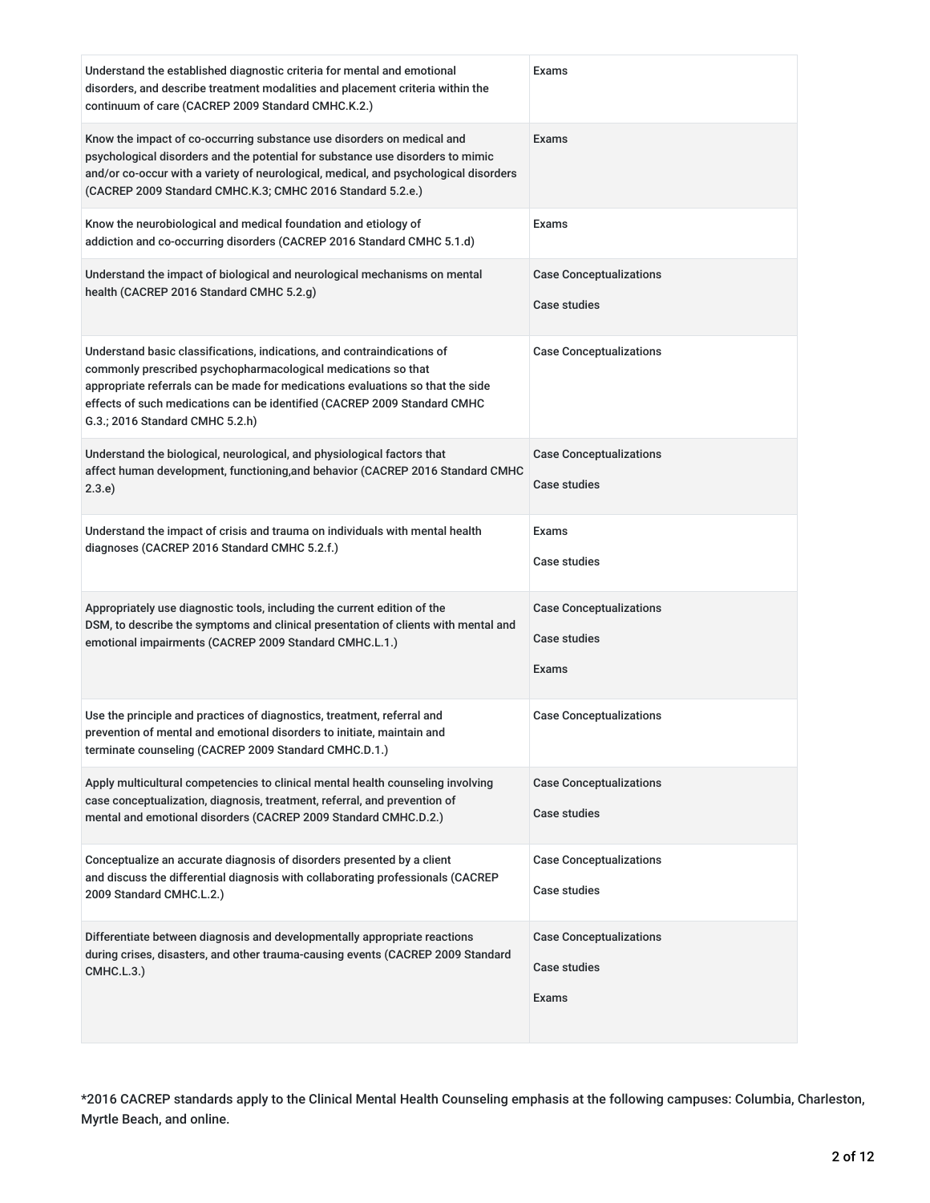| | |
|---|---|
| Understand the established diagnostic criteria for mental and emotional disorders, and describe treatment modalities and placement criteria within the continuum of care (CACREP 2009 Standard CMHC.K.2.) | Exams |
| Know the impact of co-occurring substance use disorders on medical and psychological disorders and the potential for substance use disorders to mimic and/or co-occur with a variety of neurological, medical, and psychological disorders (CACREP 2009 Standard CMHC.K.3; CMHC 2016 Standard 5.2.e.) | Exams |
| Know the neurobiological and medical foundation and etiology of addiction and co-occurring disorders (CACREP 2016 Standard CMHC 5.1.d) | Exams |
| Understand the impact of biological and neurological mechanisms on mental health (CACREP 2016 Standard CMHC 5.2.g) | Case Conceptualizations<br>Case studies |
| Understand basic classifications, indications, and contraindications of commonly prescribed psychopharmacological medications so that appropriate referrals can be made for medications evaluations so that the side effects of such medications can be identified (CACREP 2009 Standard CMHC G.3.; 2016 Standard CMHC 5.2.h) | Case Conceptualizations |
| Understand the biological, neurological, and physiological factors that affect human development, functioning,and behavior (CACREP 2016 Standard CMHC 2.3.e) | Case Conceptualizations<br>Case studies |
| Understand the impact of crisis and trauma on individuals with mental health diagnoses (CACREP 2016 Standard CMHC 5.2.f.) | Exams<br>Case studies |
| Appropriately use diagnostic tools, including the current edition of the DSM, to describe the symptoms and clinical presentation of clients with mental and emotional impairments (CACREP 2009 Standard CMHC.L.1.) | Case Conceptualizations<br>Case studies<br>Exams |
| Use the principle and practices of diagnostics, treatment, referral and prevention of mental and emotional disorders to initiate, maintain and terminate counseling (CACREP 2009 Standard CMHC.D.1.) | Case Conceptualizations |
| Apply multicultural competencies to clinical mental health counseling involving case conceptualization, diagnosis, treatment, referral, and prevention of mental and emotional disorders (CACREP 2009 Standard CMHC.D.2.) | Case Conceptualizations<br>Case studies |
| Conceptualize an accurate diagnosis of disorders presented by a client and discuss the differential diagnosis with collaborating professionals (CACREP 2009 Standard CMHC.L.2.) | Case Conceptualizations<br>Case studies |
| Differentiate between diagnosis and developmentally appropriate reactions during crises, disasters, and other trauma-causing events (CACREP 2009 Standard CMHC.L.3.) | Case Conceptualizations<br>Case studies<br>Exams |

*2016 CACREP standards apply to the Clinical Mental Health Counseling emphasis at the following campuses: Columbia, Charleston, Myrtle Beach, and online.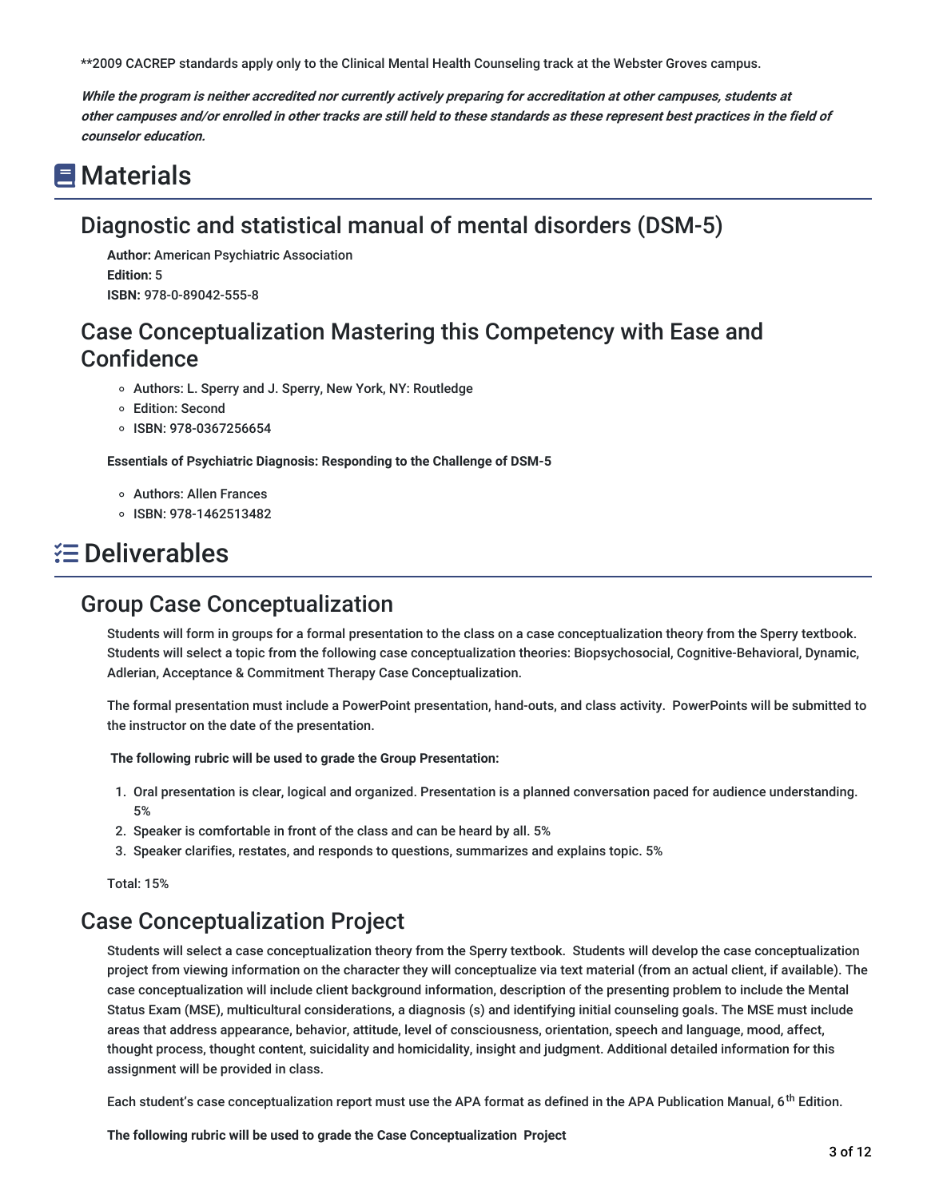**2009 CACREP standards apply only to the Clinical Mental Health Counseling track at the Webster Groves campus.

***While the program is neither accredited nor currently actively preparing for accreditation at other campuses, students at other campuses and/or enrolled in other tracks are still held to these standards as these represent best practices in the field of counselor education.***

# Materials

## Diagnostic and statistical manual of mental disorders (DSM-5)

**Author:** American Psychiatric Association
**Edition:** 5
**ISBN:** 978-0-89042-555-8

## Case Conceptualization Mastering this Competency with Ease and Confidence

- Authors: L. Sperry and J. Sperry, New York, NY: Routledge
- Edition: Second
- ISBN: 978-0367256654

**Essentials of Psychiatric Diagnosis: Responding to the Challenge of DSM-5**

- Authors: Allen Frances
- ISBN: 978-1462513482

# Deliverables

## Group Case Conceptualization

Students will form in groups for a formal presentation to the class on a case conceptualization theory from the Sperry textbook. Students will select a topic from the following case conceptualization theories: Biopsychosocial, Cognitive-Behavioral, Dynamic, Adlerian, Acceptance & Commitment Therapy Case Conceptualization.

The formal presentation must include a PowerPoint presentation, hand-outs, and class activity. PowerPoints will be submitted to the instructor on the date of the presentation.

**The following rubric will be used to grade the Group Presentation:**

1. Oral presentation is clear, logical and organized. Presentation is a planned conversation paced for audience understanding. 5%
2. Speaker is comfortable in front of the class and can be heard by all. 5%
3. Speaker clarifies, restates, and responds to questions, summarizes and explains topic. 5%

Total: 15%

## Case Conceptualization Project

Students will select a case conceptualization theory from the Sperry textbook. Students will develop the case conceptualization project from viewing information on the character they will conceptualize via text material (from an actual client, if available). The case conceptualization will include client background information, description of the presenting problem to include the Mental Status Exam (MSE), multicultural considerations, a diagnosis (s) and identifying initial counseling goals. The MSE must include areas that address appearance, behavior, attitude, level of consciousness, orientation, speech and language, mood, affect, thought process, thought content, suicidality and homicidality, insight and judgment. Additional detailed information for this assignment will be provided in class.

Each student's case conceptualization report must use the APA format as defined in the APA Publication Manual, 6th Edition.

**The following rubric will be used to grade the Case Conceptualization Project**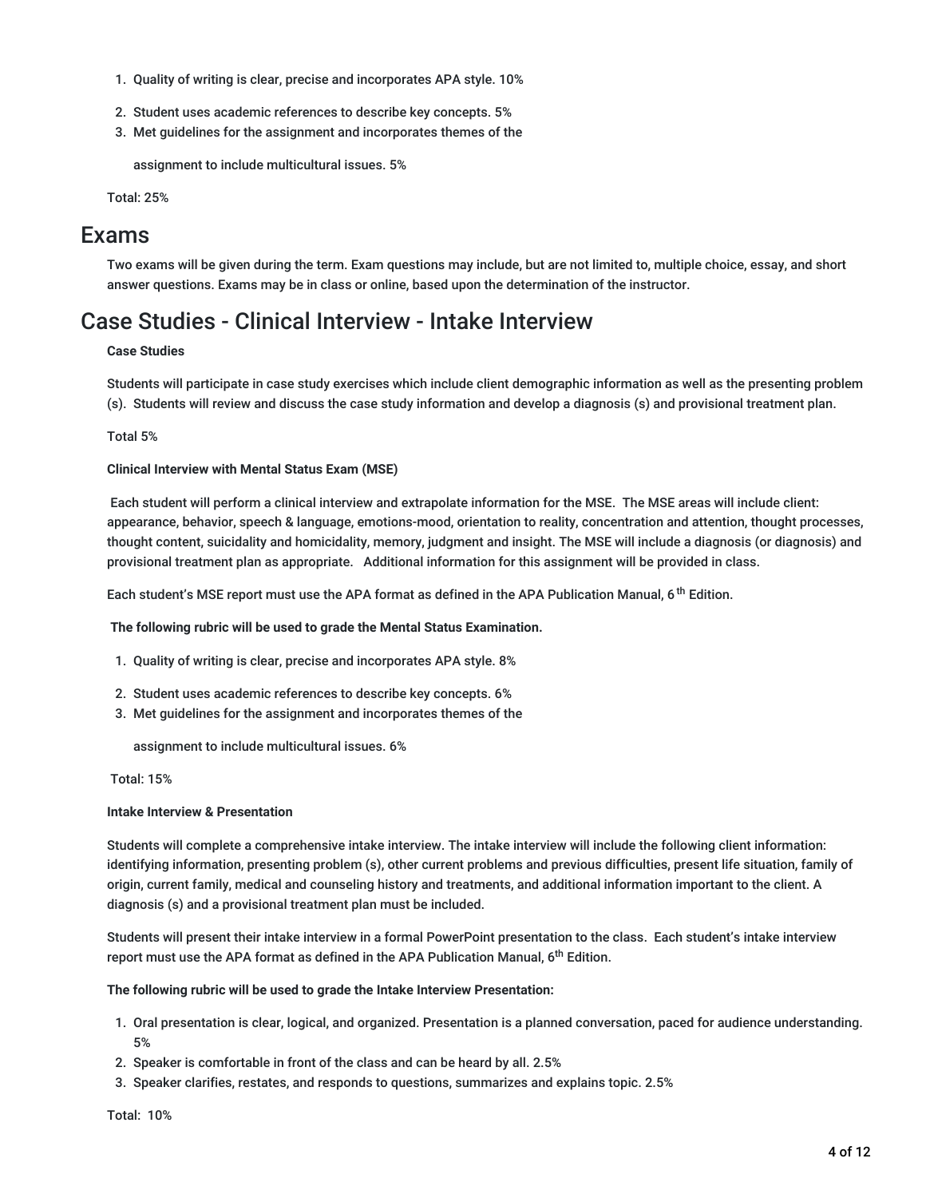1. Quality of writing is clear, precise and incorporates APA style. 10%
2. Student uses academic references to describe key concepts. 5%
3. Met guidelines for the assignment and incorporates themes of the

   assignment to include multicultural issues. 5%

Total: 25%

## Exams

Two exams will be given during the term. Exam questions may include, but are not limited to, multiple choice, essay, and short answer questions. Exams may be in class or online, based upon the determination of the instructor.

## Case Studies - Clinical Interview - Intake Interview

**Case Studies**

Students will participate in case study exercises which include client demographic information as well as the presenting problem (s). Students will review and discuss the case study information and develop a diagnosis (s) and provisional treatment plan.

Total 5%

**Clinical Interview with Mental Status Exam (MSE)**

Each student will perform a clinical interview and extrapolate information for the MSE. The MSE areas will include client: appearance, behavior, speech & language, emotions-mood, orientation to reality, concentration and attention, thought processes, thought content, suicidality and homicidality, memory, judgment and insight. The MSE will include a diagnosis (or diagnosis) and provisional treatment plan as appropriate. Additional information for this assignment will be provided in class.

Each student's MSE report must use the APA format as defined in the APA Publication Manual, 6th Edition.

**The following rubric will be used to grade the Mental Status Examination.**

1. Quality of writing is clear, precise and incorporates APA style. 8%
2. Student uses academic references to describe key concepts. 6%
3. Met guidelines for the assignment and incorporates themes of the

   assignment to include multicultural issues. 6%

Total: 15%

**Intake Interview & Presentation**

Students will complete a comprehensive intake interview. The intake interview will include the following client information: identifying information, presenting problem (s), other current problems and previous difficulties, present life situation, family of origin, current family, medical and counseling history and treatments, and additional information important to the client. A diagnosis (s) and a provisional treatment plan must be included.

Students will present their intake interview in a formal PowerPoint presentation to the class. Each student's intake interview report must use the APA format as defined in the APA Publication Manual, 6th Edition.

**The following rubric will be used to grade the Intake Interview Presentation:**

1. Oral presentation is clear, logical, and organized. Presentation is a planned conversation, paced for audience understanding. 5%
2. Speaker is comfortable in front of the class and can be heard by all. 2.5%
3. Speaker clarifies, restates, and responds to questions, summarizes and explains topic. 2.5%

Total: 10%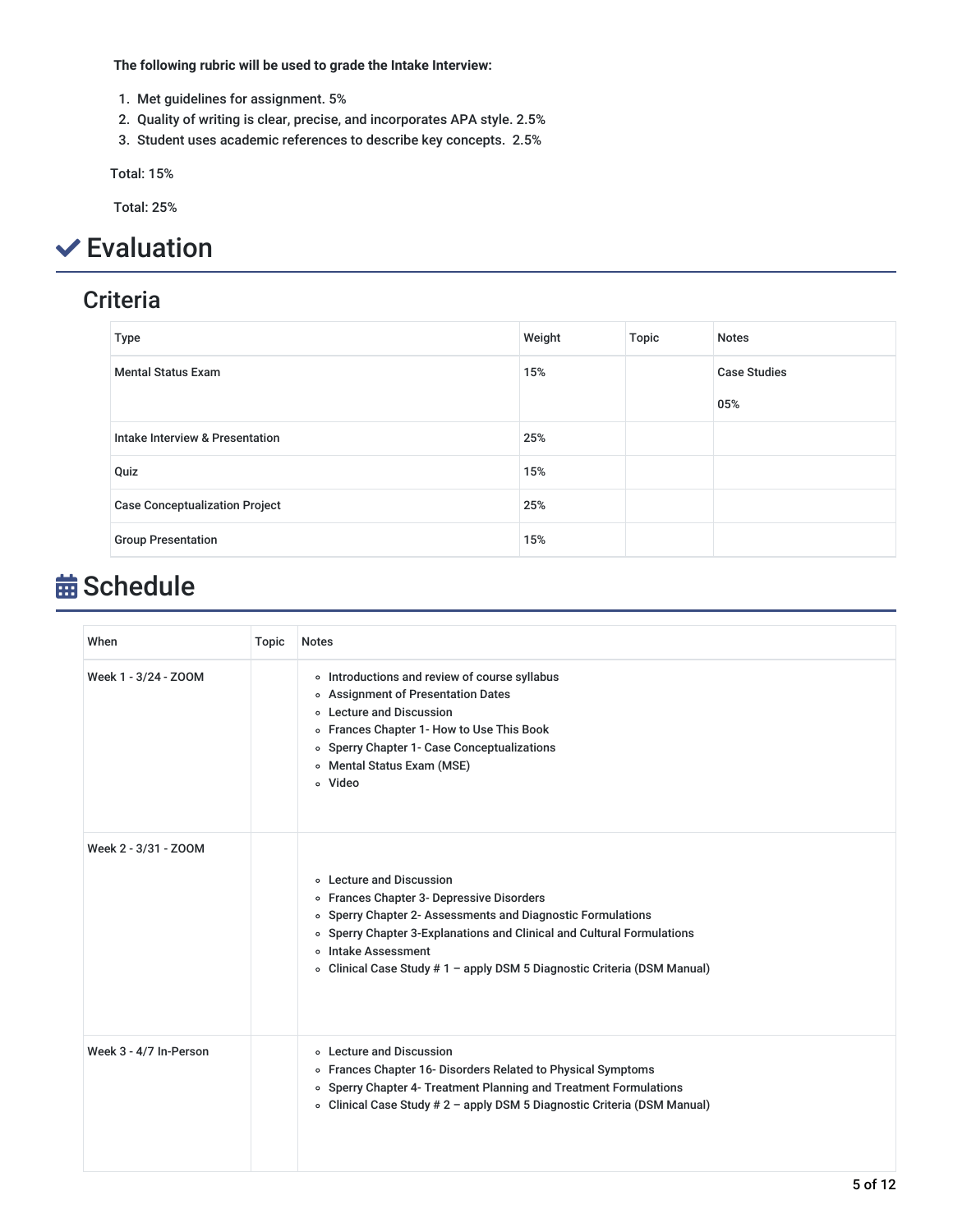**The following rubric will be used to grade the Intake Interview:**

1. Met guidelines for assignment. 5%
2. Quality of writing is clear, precise, and incorporates APA style. 2.5%
3. Student uses academic references to describe key concepts. 2.5%

Total: 15%

Total: 25%

# Evaluation

## Criteria

| Type | Weight | Topic | Notes |
|---|---|---|---|
| Mental Status Exam | 15% | | Case Studies<br><br>05% |
| Intake Interview & Presentation | 25% | | |
| Quiz | 15% | | |
| Case Conceptualization Project | 25% | | |
| Group Presentation | 15% | | |

# Schedule

| When | Topic | Notes |
|---|---|---|
| Week 1 - 3/24 - ZOOM | | <ul><li>Introductions and review of course syllabus</li><li>Assignment of Presentation Dates</li><li>Lecture and Discussion</li><li>Frances Chapter 1- How to Use This Book</li><li>Sperry Chapter 1- Case Conceptualizations</li><li>Mental Status Exam (MSE)</li><li>Video</li></ul> |
| Week 2 - 3/31 - ZOOM | | <ul><li>Lecture and Discussion</li><li>Frances Chapter 3- Depressive Disorders</li><li>Sperry Chapter 2- Assessments and Diagnostic Formulations</li><li>Sperry Chapter 3-Explanations and Clinical and Cultural Formulations</li><li>Intake Assessment</li><li>Clinical Case Study # 1 – apply DSM 5 Diagnostic Criteria (DSM Manual)</li></ul> |
| Week 3 - 4/7 In-Person | | <ul><li>Lecture and Discussion</li><li>Frances Chapter 16- Disorders Related to Physical Symptoms</li><li>Sperry Chapter 4- Treatment Planning and Treatment Formulations</li><li>Clinical Case Study # 2 – apply DSM 5 Diagnostic Criteria (DSM Manual)</li></ul> |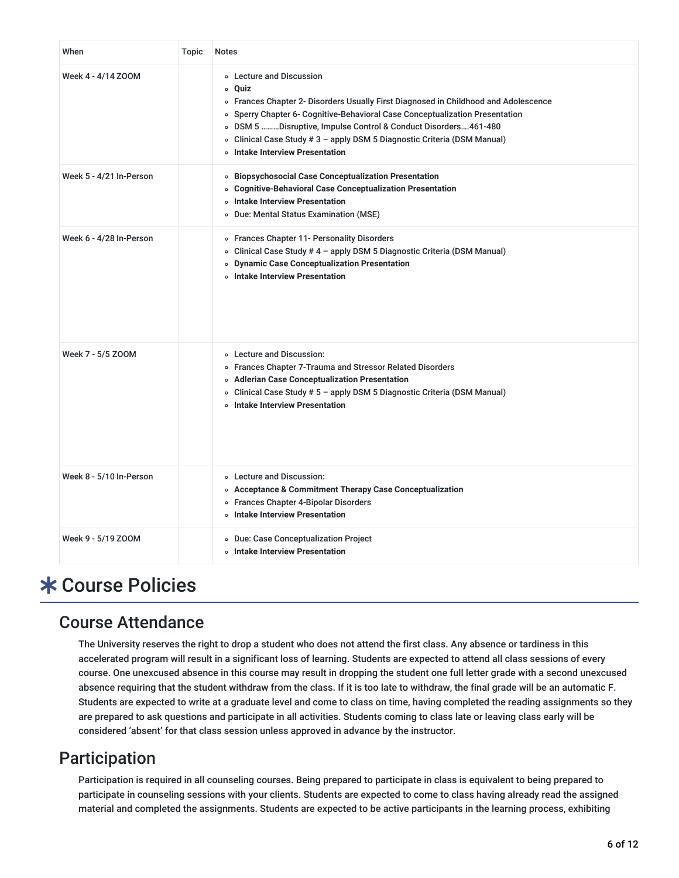| When | Topic | Notes |
|---|---|---|
| Week 4 - 4/14 ZOOM | | <ul><li>Lecture and Discussion</li><li>**Quiz**</li><li>Frances Chapter 2- Disorders Usually First Diagnosed in Childhood and Adolescence</li><li>Sperry Chapter 6- Cognitive-Behavioral Case Conceptualization Presentation</li><li>DSM 5 ………Disruptive, Impulse Control & Conduct Disorders….461-480</li><li>Clinical Case Study # 3 – apply DSM 5 Diagnostic Criteria (DSM Manual)</li><li>**Intake Interview Presentation**</li></ul> |
| Week 5 - 4/21 In-Person | | <ul><li>**Biopsychosocial Case Conceptualization Presentation**</li><li>**Cognitive-Behavioral Case Conceptualization Presentation**</li><li>**Intake Interview Presentation**</li><li>Due: Mental Status Examination (MSE)</li></ul> |
| Week 6 - 4/28 In-Person | | <ul><li>Frances Chapter 11- Personality Disorders</li><li>Clinical Case Study # 4 – apply DSM 5 Diagnostic Criteria (DSM Manual)</li><li>**Dynamic Case Conceptualization Presentation**</li><li>**Intake Interview Presentation**</li></ul> |
| Week 7 - 5/5 ZOOM | | <ul><li>Lecture and Discussion:</li><li>Frances Chapter 7-Trauma and Stressor Related Disorders</li><li>**Adlerian Case Conceptualization Presentation**</li><li>Clinical Case Study # 5 – apply DSM 5 Diagnostic Criteria (DSM Manual)</li><li>**Intake Interview Presentation**</li></ul> |
| Week 8 - 5/10 In-Person | | <ul><li>Lecture and Discussion:</li><li>**Acceptance & Commitment Therapy Case Conceptualization**</li><li>Frances Chapter 4-Bipolar Disorders</li><li>**Intake Interview Presentation**</li></ul> |
| Week 9 - 5/19 ZOOM | | <ul><li>Due: Case Conceptualization Project</li><li>**Intake Interview Presentation**</li></ul> |

# ✱ Course Policies

## Course Attendance

The University reserves the right to drop a student who does not attend the first class. Any absence or tardiness in this accelerated program will result in a significant loss of learning. Students are expected to attend all class sessions of every course. One unexcused absence in this course may result in dropping the student one full letter grade with a second unexcused absence requiring that the student withdraw from the class. If it is too late to withdraw, the final grade will be an automatic F. Students are expected to write at a graduate level and come to class on time, having completed the reading assignments so they are prepared to ask questions and participate in all activities. Students coming to class late or leaving class early will be considered 'absent' for that class session unless approved in advance by the instructor.

## Participation

Participation is required in all counseling courses. Being prepared to participate in class is equivalent to being prepared to participate in counseling sessions with your clients. Students are expected to come to class having already read the assigned material and completed the assignments. Students are expected to be active participants in the learning process, exhibiting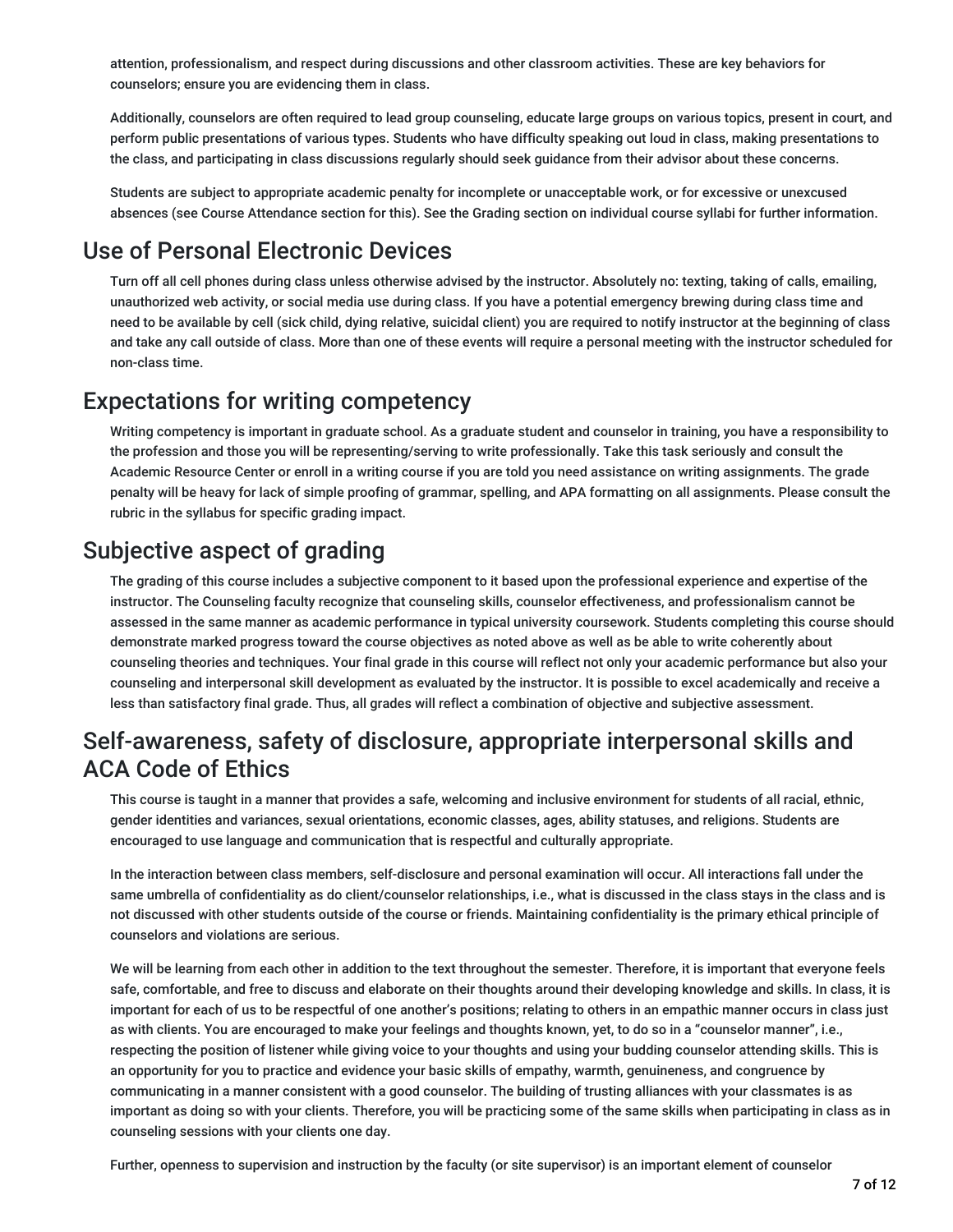attention, professionalism, and respect during discussions and other classroom activities. These are key behaviors for counselors; ensure you are evidencing them in class.

Additionally, counselors are often required to lead group counseling, educate large groups on various topics, present in court, and perform public presentations of various types. Students who have difficulty speaking out loud in class, making presentations to the class, and participating in class discussions regularly should seek guidance from their advisor about these concerns.

Students are subject to appropriate academic penalty for incomplete or unacceptable work, or for excessive or unexcused absences (see Course Attendance section for this). See the Grading section on individual course syllabi for further information.

## Use of Personal Electronic Devices

Turn off all cell phones during class unless otherwise advised by the instructor. Absolutely no: texting, taking of calls, emailing, unauthorized web activity, or social media use during class. If you have a potential emergency brewing during class time and need to be available by cell (sick child, dying relative, suicidal client) you are required to notify instructor at the beginning of class and take any call outside of class. More than one of these events will require a personal meeting with the instructor scheduled for non-class time.

## Expectations for writing competency

Writing competency is important in graduate school. As a graduate student and counselor in training, you have a responsibility to the profession and those you will be representing/serving to write professionally. Take this task seriously and consult the Academic Resource Center or enroll in a writing course if you are told you need assistance on writing assignments. The grade penalty will be heavy for lack of simple proofing of grammar, spelling, and APA formatting on all assignments. Please consult the rubric in the syllabus for specific grading impact.

## Subjective aspect of grading

The grading of this course includes a subjective component to it based upon the professional experience and expertise of the instructor. The Counseling faculty recognize that counseling skills, counselor effectiveness, and professionalism cannot be assessed in the same manner as academic performance in typical university coursework. Students completing this course should demonstrate marked progress toward the course objectives as noted above as well as be able to write coherently about counseling theories and techniques. Your final grade in this course will reflect not only your academic performance but also your counseling and interpersonal skill development as evaluated by the instructor. It is possible to excel academically and receive a less than satisfactory final grade. Thus, all grades will reflect a combination of objective and subjective assessment.

## Self-awareness, safety of disclosure, appropriate interpersonal skills and ACA Code of Ethics

This course is taught in a manner that provides a safe, welcoming and inclusive environment for students of all racial, ethnic, gender identities and variances, sexual orientations, economic classes, ages, ability statuses, and religions. Students are encouraged to use language and communication that is respectful and culturally appropriate.

In the interaction between class members, self-disclosure and personal examination will occur. All interactions fall under the same umbrella of confidentiality as do client/counselor relationships, i.e., what is discussed in the class stays in the class and is not discussed with other students outside of the course or friends. Maintaining confidentiality is the primary ethical principle of counselors and violations are serious.

We will be learning from each other in addition to the text throughout the semester. Therefore, it is important that everyone feels safe, comfortable, and free to discuss and elaborate on their thoughts around their developing knowledge and skills. In class, it is important for each of us to be respectful of one another's positions; relating to others in an empathic manner occurs in class just as with clients. You are encouraged to make your feelings and thoughts known, yet, to do so in a "counselor manner", i.e., respecting the position of listener while giving voice to your thoughts and using your budding counselor attending skills. This is an opportunity for you to practice and evidence your basic skills of empathy, warmth, genuineness, and congruence by communicating in a manner consistent with a good counselor. The building of trusting alliances with your classmates is as important as doing so with your clients. Therefore, you will be practicing some of the same skills when participating in class as in counseling sessions with your clients one day.

Further, openness to supervision and instruction by the faculty (or site supervisor) is an important element of counselor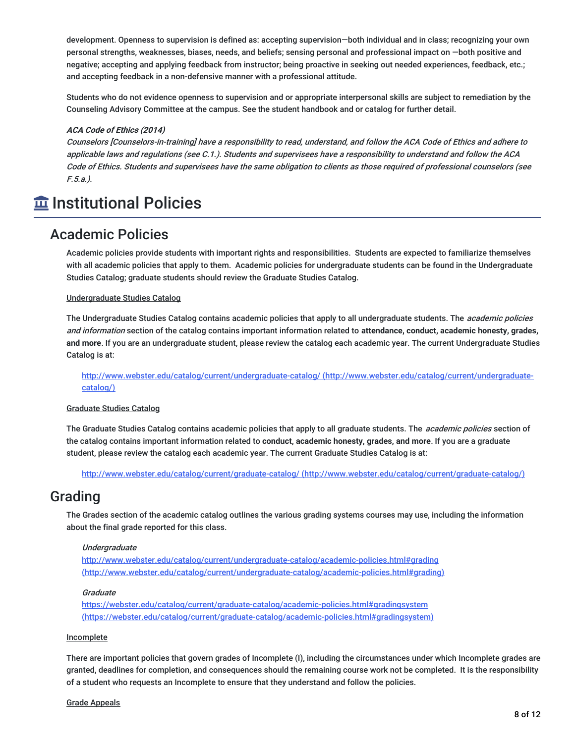development. Openness to supervision is defined as: accepting supervision—both individual and in class; recognizing your own personal strengths, weaknesses, biases, needs, and beliefs; sensing personal and professional impact on —both positive and negative; accepting and applying feedback from instructor; being proactive in seeking out needed experiences, feedback, etc.; and accepting feedback in a non-defensive manner with a professional attitude.

Students who do not evidence openness to supervision and or appropriate interpersonal skills are subject to remediation by the Counseling Advisory Committee at the campus. See the student handbook and or catalog for further detail.

***ACA Code of Ethics (2014)***
*Counselors [Counselors-in-training] have a responsibility to read, understand, and follow the ACA Code of Ethics and adhere to applicable laws and regulations (see C.1.). Students and supervisees have a responsibility to understand and follow the ACA Code of Ethics. Students and supervisees have the same obligation to clients as those required of professional counselors (see F.5.a.).*

# Institutional Policies

## Academic Policies

Academic policies provide students with important rights and responsibilities. Students are expected to familiarize themselves with all academic policies that apply to them. Academic policies for undergraduate students can be found in the Undergraduate Studies Catalog; graduate students should review the Graduate Studies Catalog.

Undergraduate Studies Catalog

The Undergraduate Studies Catalog contains academic policies that apply to all undergraduate students. The *academic policies and information* section of the catalog contains important information related to **attendance, conduct, academic honesty, grades, and more**. If you are an undergraduate student, please review the catalog each academic year. The current Undergraduate Studies Catalog is at:

http://www.webster.edu/catalog/current/undergraduate-catalog/ (http://www.webster.edu/catalog/current/undergraduate-catalog/)

Graduate Studies Catalog

The Graduate Studies Catalog contains academic policies that apply to all graduate students. The *academic policies* section of the catalog contains important information related to **conduct, academic honesty, grades, and more**. If you are a graduate student, please review the catalog each academic year. The current Graduate Studies Catalog is at:

http://www.webster.edu/catalog/current/graduate-catalog/ (http://www.webster.edu/catalog/current/graduate-catalog/)

## Grading

The Grades section of the academic catalog outlines the various grading systems courses may use, including the information about the final grade reported for this class.

*Undergraduate*
http://www.webster.edu/catalog/current/undergraduate-catalog/academic-policies.html#grading (http://www.webster.edu/catalog/current/undergraduate-catalog/academic-policies.html#grading)

*Graduate*
https://webster.edu/catalog/current/graduate-catalog/academic-policies.html#gradingsystem (https://webster.edu/catalog/current/graduate-catalog/academic-policies.html#gradingsystem)

Incomplete

There are important policies that govern grades of Incomplete (I), including the circumstances under which Incomplete grades are granted, deadlines for completion, and consequences should the remaining course work not be completed. It is the responsibility of a student who requests an Incomplete to ensure that they understand and follow the policies.

Grade Appeals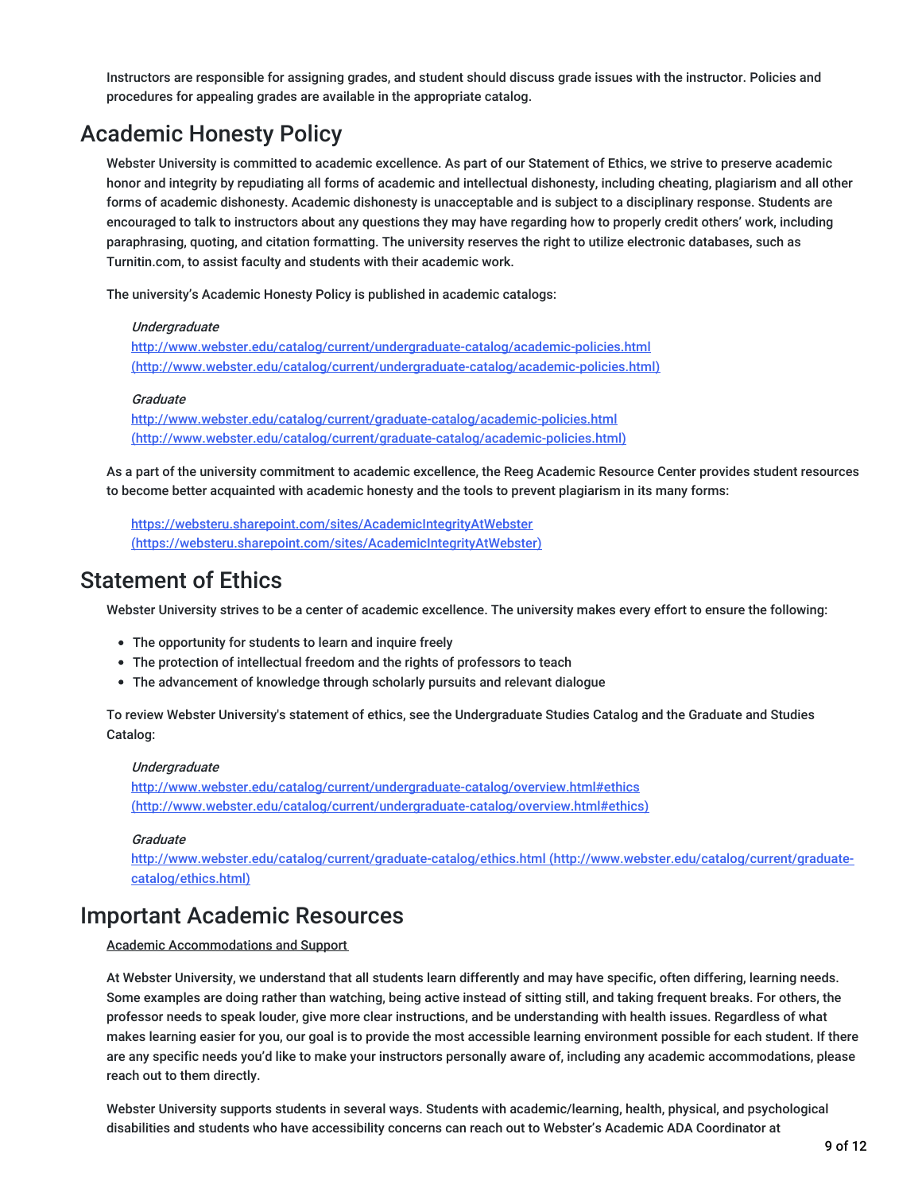Instructors are responsible for assigning grades, and student should discuss grade issues with the instructor. Policies and procedures for appealing grades are available in the appropriate catalog.

# Academic Honesty Policy

Webster University is committed to academic excellence. As part of our Statement of Ethics, we strive to preserve academic honor and integrity by repudiating all forms of academic and intellectual dishonesty, including cheating, plagiarism and all other forms of academic dishonesty. Academic dishonesty is unacceptable and is subject to a disciplinary response. Students are encouraged to talk to instructors about any questions they may have regarding how to properly credit others' work, including paraphrasing, quoting, and citation formatting. The university reserves the right to utilize electronic databases, such as Turnitin.com, to assist faculty and students with their academic work.

The university's Academic Honesty Policy is published in academic catalogs:

*Undergraduate*
http://www.webster.edu/catalog/current/undergraduate-catalog/academic-policies.html (http://www.webster.edu/catalog/current/undergraduate-catalog/academic-policies.html)

*Graduate*
http://www.webster.edu/catalog/current/graduate-catalog/academic-policies.html (http://www.webster.edu/catalog/current/graduate-catalog/academic-policies.html)

As a part of the university commitment to academic excellence, the Reeg Academic Resource Center provides student resources to become better acquainted with academic honesty and the tools to prevent plagiarism in its many forms:

https://websteru.sharepoint.com/sites/AcademicIntegrityAtWebster (https://websteru.sharepoint.com/sites/AcademicIntegrityAtWebster)

# Statement of Ethics

Webster University strives to be a center of academic excellence. The university makes every effort to ensure the following:

- The opportunity for students to learn and inquire freely
- The protection of intellectual freedom and the rights of professors to teach
- The advancement of knowledge through scholarly pursuits and relevant dialogue

To review Webster University's statement of ethics, see the Undergraduate Studies Catalog and the Graduate and Studies Catalog:

*Undergraduate*
http://www.webster.edu/catalog/current/undergraduate-catalog/overview.html#ethics (http://www.webster.edu/catalog/current/undergraduate-catalog/overview.html#ethics)

*Graduate*
http://www.webster.edu/catalog/current/graduate-catalog/ethics.html (http://www.webster.edu/catalog/current/graduate-catalog/ethics.html)

# Important Academic Resources

Academic Accommodations and Support

At Webster University, we understand that all students learn differently and may have specific, often differing, learning needs. Some examples are doing rather than watching, being active instead of sitting still, and taking frequent breaks. For others, the professor needs to speak louder, give more clear instructions, and be understanding with health issues. Regardless of what makes learning easier for you, our goal is to provide the most accessible learning environment possible for each student. If there are any specific needs you'd like to make your instructors personally aware of, including any academic accommodations, please reach out to them directly.

Webster University supports students in several ways. Students with academic/learning, health, physical, and psychological disabilities and students who have accessibility concerns can reach out to Webster's Academic ADA Coordinator at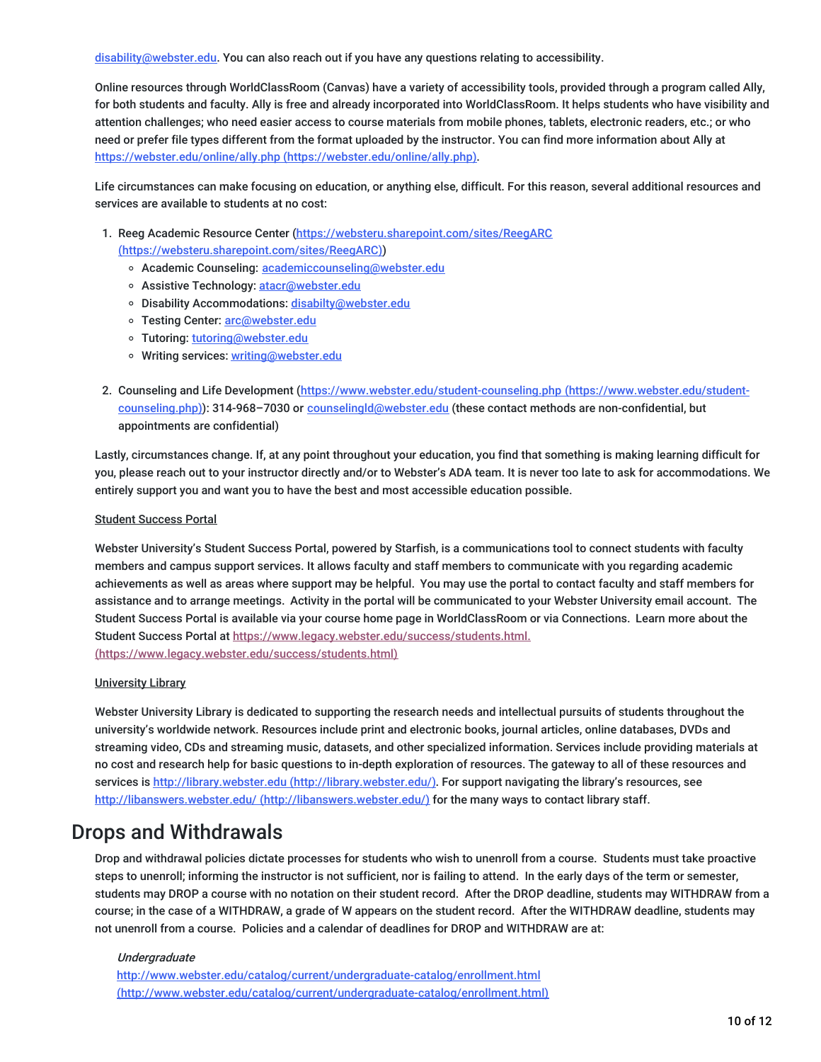disability@webster.edu. You can also reach out if you have any questions relating to accessibility.

Online resources through WorldClassRoom (Canvas) have a variety of accessibility tools, provided through a program called Ally, for both students and faculty. Ally is free and already incorporated into WorldClassRoom. It helps students who have visibility and attention challenges; who need easier access to course materials from mobile phones, tablets, electronic readers, etc.; or who need or prefer file types different from the format uploaded by the instructor. You can find more information about Ally at https://webster.edu/online/ally.php (https://webster.edu/online/ally.php).

Life circumstances can make focusing on education, or anything else, difficult. For this reason, several additional resources and services are available to students at no cost:

1. Reeg Academic Resource Center (https://websteru.sharepoint.com/sites/ReegARC (https://websteru.sharepoint.com/sites/ReegARC))
   - Academic Counseling: academiccounseling@webster.edu
   - Assistive Technology: atacr@webster.edu
   - Disability Accommodations: disabilty@webster.edu
   - Testing Center: arc@webster.edu
   - Tutoring: tutoring@webster.edu
   - Writing services: writing@webster.edu
2. Counseling and Life Development (https://www.webster.edu/student-counseling.php (https://www.webster.edu/student-counseling.php)): 314-968–7030 or counselingld@webster.edu (these contact methods are non-confidential, but appointments are confidential)

Lastly, circumstances change. If, at any point throughout your education, you find that something is making learning difficult for you, please reach out to your instructor directly and/or to Webster's ADA team. It is never too late to ask for accommodations. We entirely support you and want you to have the best and most accessible education possible.

Student Success Portal

Webster University's Student Success Portal, powered by Starfish, is a communications tool to connect students with faculty members and campus support services. It allows faculty and staff members to communicate with you regarding academic achievements as well as areas where support may be helpful. You may use the portal to contact faculty and staff members for assistance and to arrange meetings. Activity in the portal will be communicated to your Webster University email account. The Student Success Portal is available via your course home page in WorldClassRoom or via Connections. Learn more about the Student Success Portal at https://www.legacy.webster.edu/success/students.html. (https://www.legacy.webster.edu/success/students.html)

University Library

Webster University Library is dedicated to supporting the research needs and intellectual pursuits of students throughout the university's worldwide network. Resources include print and electronic books, journal articles, online databases, DVDs and streaming video, CDs and streaming music, datasets, and other specialized information. Services include providing materials at no cost and research help for basic questions to in-depth exploration of resources. The gateway to all of these resources and services is http://library.webster.edu (http://library.webster.edu/). For support navigating the library's resources, see http://libanswers.webster.edu/ (http://libanswers.webster.edu/) for the many ways to contact library staff.

# Drops and Withdrawals

Drop and withdrawal policies dictate processes for students who wish to unenroll from a course. Students must take proactive steps to unenroll; informing the instructor is not sufficient, nor is failing to attend. In the early days of the term or semester, students may DROP a course with no notation on their student record. After the DROP deadline, students may WITHDRAW from a course; in the case of a WITHDRAW, a grade of W appears on the student record. After the WITHDRAW deadline, students may not unenroll from a course. Policies and a calendar of deadlines for DROP and WITHDRAW are at:

*Undergraduate*
http://www.webster.edu/catalog/current/undergraduate-catalog/enrollment.html (http://www.webster.edu/catalog/current/undergraduate-catalog/enrollment.html)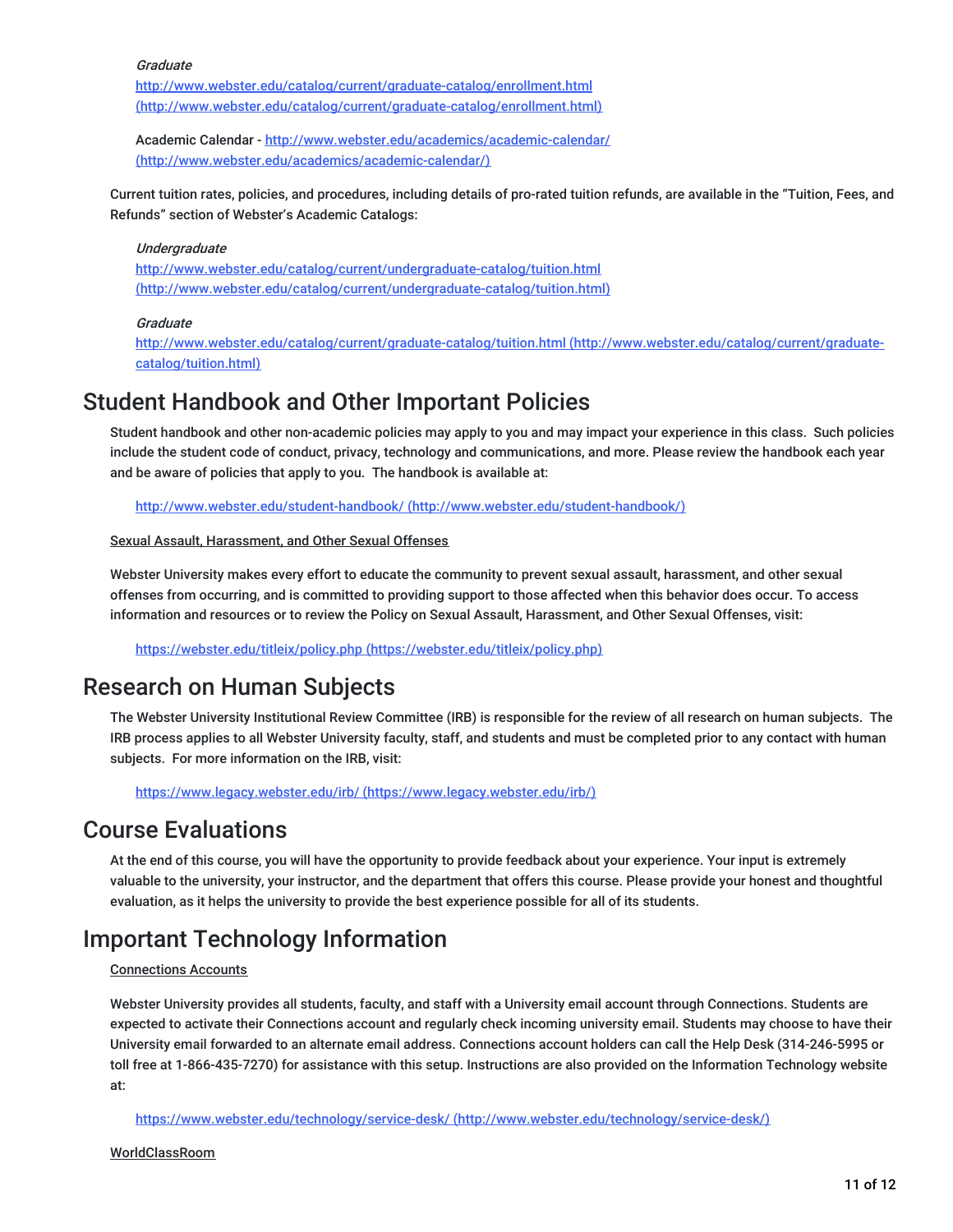*Graduate*
[http://www.webster.edu/catalog/current/graduate-catalog/enrollment.html (http://www.webster.edu/catalog/current/graduate-catalog/enrollment.html)](http://www.webster.edu/catalog/current/graduate-catalog/enrollment.html)

Academic Calendar - [http://www.webster.edu/academics/academic-calendar/ (http://www.webster.edu/academics/academic-calendar/)](http://www.webster.edu/academics/academic-calendar/)

Current tuition rates, policies, and procedures, including details of pro-rated tuition refunds, are available in the "Tuition, Fees, and Refunds" section of Webster's Academic Catalogs:

*Undergraduate*
[http://www.webster.edu/catalog/current/undergraduate-catalog/tuition.html (http://www.webster.edu/catalog/current/undergraduate-catalog/tuition.html)](http://www.webster.edu/catalog/current/undergraduate-catalog/tuition.html)

*Graduate*
[http://www.webster.edu/catalog/current/graduate-catalog/tuition.html (http://www.webster.edu/catalog/current/graduate-catalog/tuition.html)](http://www.webster.edu/catalog/current/graduate-catalog/tuition.html)

# Student Handbook and Other Important Policies

Student handbook and other non-academic policies may apply to you and may impact your experience in this class. Such policies include the student code of conduct, privacy, technology and communications, and more. Please review the handbook each year and be aware of policies that apply to you. The handbook is available at:

[http://www.webster.edu/student-handbook/ (http://www.webster.edu/student-handbook/)](http://www.webster.edu/student-handbook/)

Sexual Assault, Harassment, and Other Sexual Offenses

Webster University makes every effort to educate the community to prevent sexual assault, harassment, and other sexual offenses from occurring, and is committed to providing support to those affected when this behavior does occur. To access information and resources or to review the Policy on Sexual Assault, Harassment, and Other Sexual Offenses, visit:

[https://webster.edu/titleix/policy.php (https://webster.edu/titleix/policy.php)](https://webster.edu/titleix/policy.php)

# Research on Human Subjects

The Webster University Institutional Review Committee (IRB) is responsible for the review of all research on human subjects. The IRB process applies to all Webster University faculty, staff, and students and must be completed prior to any contact with human subjects. For more information on the IRB, visit:

[https://www.legacy.webster.edu/irb/ (https://www.legacy.webster.edu/irb/)](https://www.legacy.webster.edu/irb/)

# Course Evaluations

At the end of this course, you will have the opportunity to provide feedback about your experience. Your input is extremely valuable to the university, your instructor, and the department that offers this course. Please provide your honest and thoughtful evaluation, as it helps the university to provide the best experience possible for all of its students.

# Important Technology Information

Connections Accounts

Webster University provides all students, faculty, and staff with a University email account through Connections. Students are expected to activate their Connections account and regularly check incoming university email. Students may choose to have their University email forwarded to an alternate email address. Connections account holders can call the Help Desk (314-246-5995 or toll free at 1-866-435-7270) for assistance with this setup. Instructions are also provided on the Information Technology website at:

[https://www.webster.edu/technology/service-desk/ (http://www.webster.edu/technology/service-desk/)](https://www.webster.edu/technology/service-desk/)

WorldClassRoom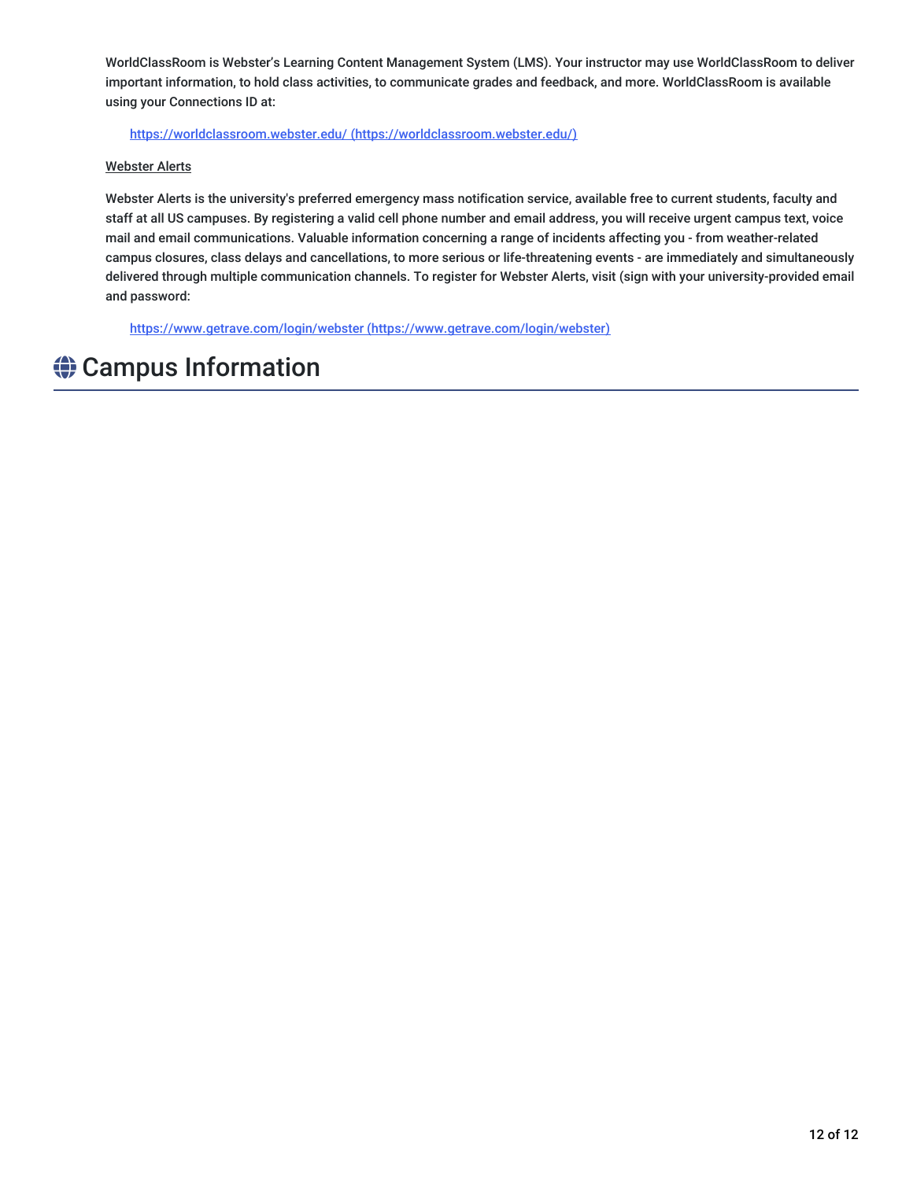WorldClassRoom is Webster's Learning Content Management System (LMS). Your instructor may use WorldClassRoom to deliver important information, to hold class activities, to communicate grades and feedback, and more. WorldClassRoom is available using your Connections ID at:

[https://worldclassroom.webster.edu/ (https://worldclassroom.webster.edu/)](https://worldclassroom.webster.edu/)

Webster Alerts

Webster Alerts is the university's preferred emergency mass notification service, available free to current students, faculty and staff at all US campuses. By registering a valid cell phone number and email address, you will receive urgent campus text, voice mail and email communications. Valuable information concerning a range of incidents affecting you - from weather-related campus closures, class delays and cancellations, to more serious or life-threatening events - are immediately and simultaneously delivered through multiple communication channels. To register for Webster Alerts, visit (sign with your university-provided email and password:

[https://www.getrave.com/login/webster (https://www.getrave.com/login/webster)](https://www.getrave.com/login/webster)

# Campus Information